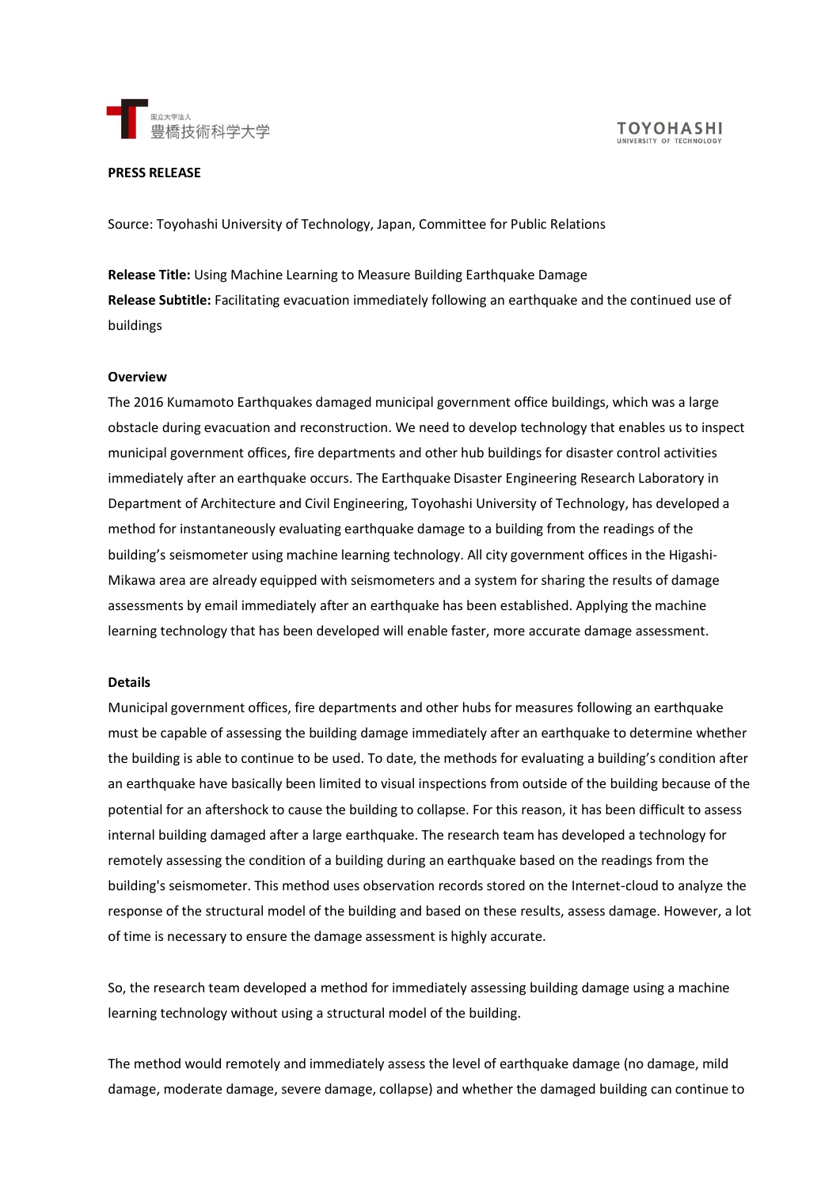国立大学法人
豊橋技術科学大学

TOYOHASHI
UNIVERSITY OF TECHNOLOGY

**PRESS RELEASE**

Source: Toyohashi University of Technology, Japan, Committee for Public Relations

**Release Title:** Using Machine Learning to Measure Building Earthquake Damage

**Release Subtitle:** Facilitating evacuation immediately following an earthquake and the continued use of buildings

**Overview**

The 2016 Kumamoto Earthquakes damaged municipal government office buildings, which was a large obstacle during evacuation and reconstruction. We need to develop technology that enables us to inspect municipal government offices, fire departments and other hub buildings for disaster control activities immediately after an earthquake occurs. The Earthquake Disaster Engineering Research Laboratory in Department of Architecture and Civil Engineering, Toyohashi University of Technology, has developed a method for instantaneously evaluating earthquake damage to a building from the readings of the building's seismometer using machine learning technology. All city government offices in the Higashi-Mikawa area are already equipped with seismometers and a system for sharing the results of damage assessments by email immediately after an earthquake has been established. Applying the machine learning technology that has been developed will enable faster, more accurate damage assessment.

**Details**

Municipal government offices, fire departments and other hubs for measures following an earthquake must be capable of assessing the building damage immediately after an earthquake to determine whether the building is able to continue to be used. To date, the methods for evaluating a building's condition after an earthquake have basically been limited to visual inspections from outside of the building because of the potential for an aftershock to cause the building to collapse. For this reason, it has been difficult to assess internal building damaged after a large earthquake. The research team has developed a technology for remotely assessing the condition of a building during an earthquake based on the readings from the building's seismometer. This method uses observation records stored on the Internet-cloud to analyze the response of the structural model of the building and based on these results, assess damage. However, a lot of time is necessary to ensure the damage assessment is highly accurate.

So, the research team developed a method for immediately assessing building damage using a machine learning technology without using a structural model of the building.

The method would remotely and immediately assess the level of earthquake damage (no damage, mild damage, moderate damage, severe damage, collapse) and whether the damaged building can continue to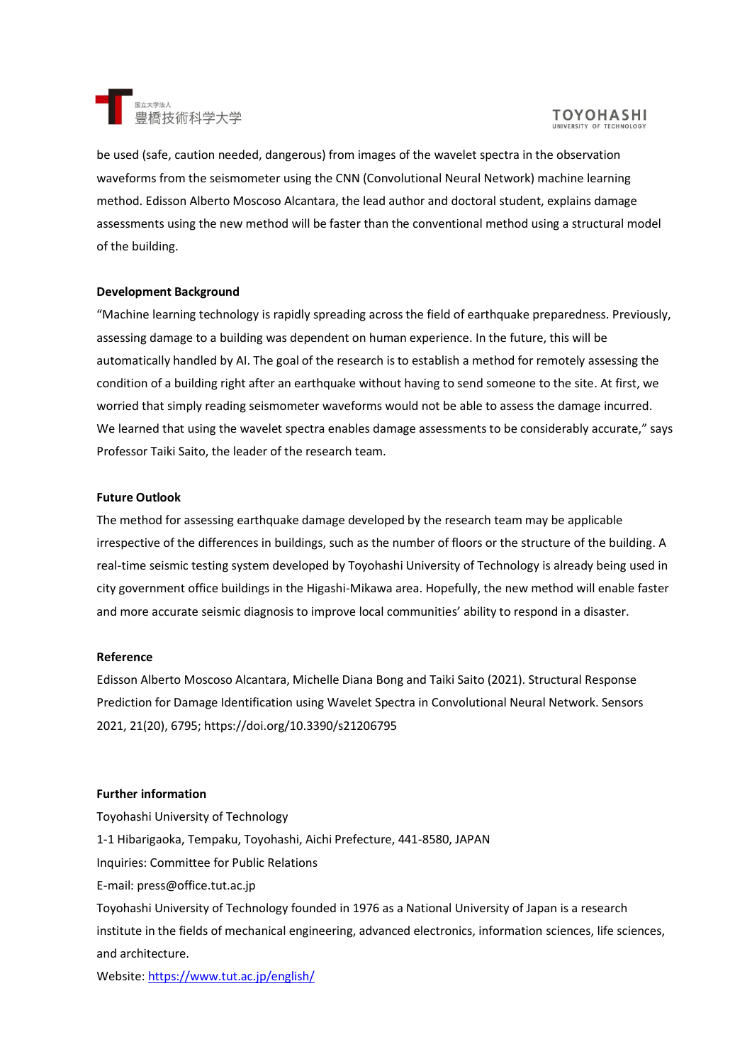be used (safe, caution needed, dangerous) from images of the wavelet spectra in the observation waveforms from the seismometer using the CNN (Convolutional Neural Network) machine learning method. Edisson Alberto Moscoso Alcantara, the lead author and doctoral student, explains damage assessments using the new method will be faster than the conventional method using a structural model of the building.

**Development Background**

"Machine learning technology is rapidly spreading across the field of earthquake preparedness. Previously, assessing damage to a building was dependent on human experience. In the future, this will be automatically handled by AI. The goal of the research is to establish a method for remotely assessing the condition of a building right after an earthquake without having to send someone to the site. At first, we worried that simply reading seismometer waveforms would not be able to assess the damage incurred. We learned that using the wavelet spectra enables damage assessments to be considerably accurate," says Professor Taiki Saito, the leader of the research team.

**Future Outlook**

The method for assessing earthquake damage developed by the research team may be applicable irrespective of the differences in buildings, such as the number of floors or the structure of the building. A real-time seismic testing system developed by Toyohashi University of Technology is already being used in city government office buildings in the Higashi-Mikawa area. Hopefully, the new method will enable faster and more accurate seismic diagnosis to improve local communities' ability to respond in a disaster.

**Reference**

Edisson Alberto Moscoso Alcantara, Michelle Diana Bong and Taiki Saito (2021). Structural Response Prediction for Damage Identification using Wavelet Spectra in Convolutional Neural Network. Sensors 2021, 21(20), 6795; https://doi.org/10.3390/s21206795

**Further information**

Toyohashi University of Technology
1-1 Hibarigaoka, Tempaku, Toyohashi, Aichi Prefecture, 441-8580, JAPAN
Inquiries: Committee for Public Relations
E-mail: press@office.tut.ac.jp
Toyohashi University of Technology founded in 1976 as a National University of Japan is a research institute in the fields of mechanical engineering, advanced electronics, information sciences, life sciences, and architecture.
Website: [https://www.tut.ac.jp/english/](https://www.tut.ac.jp/english/)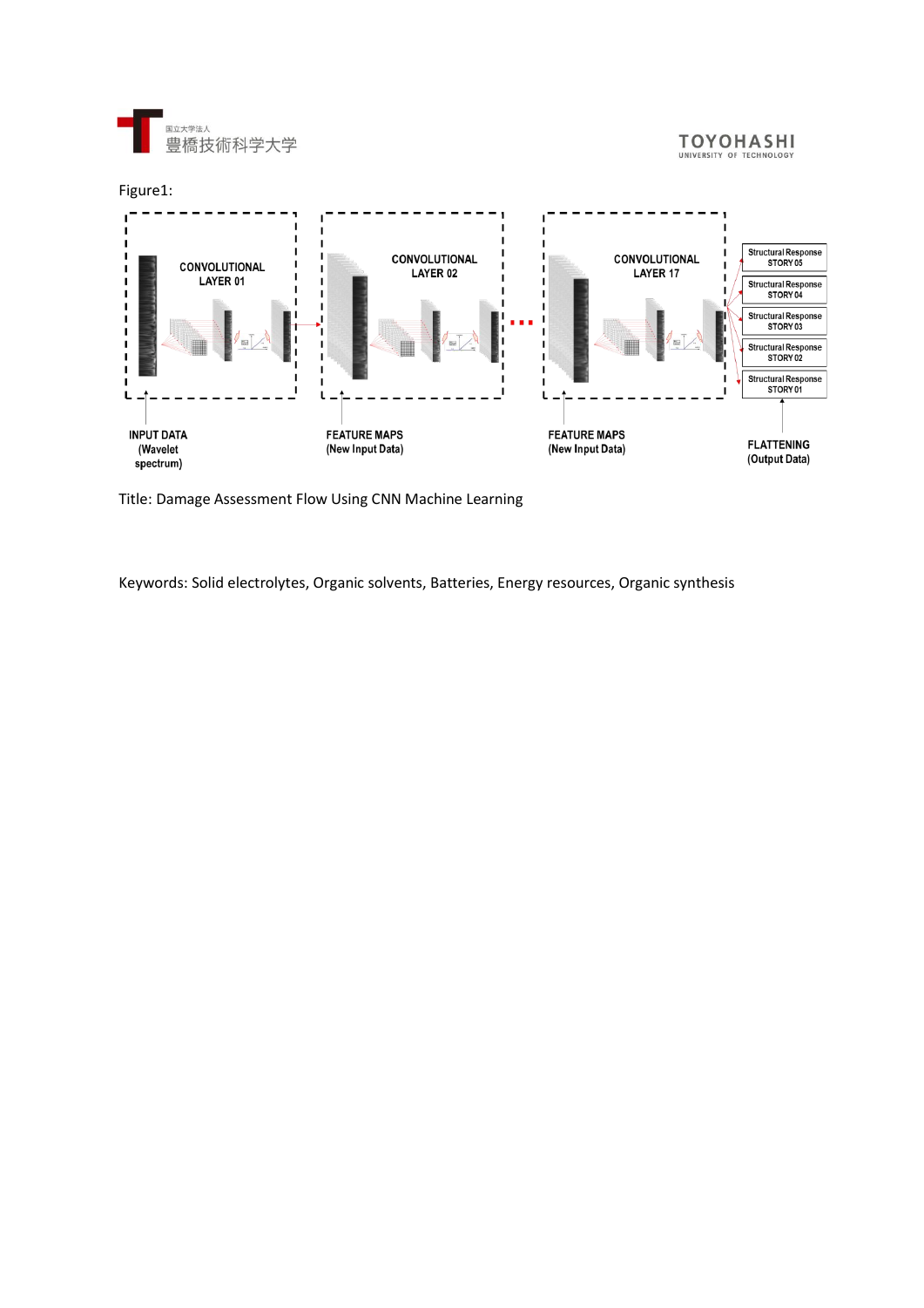Figure1:

CONVOLUTIONAL LAYER 01

CONVOLUTIONAL LAYER 02

CONVOLUTIONAL LAYER 17

Structural Response STORY 05

Structural Response STORY 04

Structural Response STORY 03

Structural Response STORY 02

Structural Response STORY 01

INPUT DATA (Wavelet spectrum)

FEATURE MAPS (New Input Data)

FEATURE MAPS (New Input Data)

FLATTENING (Output Data)

Title: Damage Assessment Flow Using CNN Machine Learning

Keywords: Solid electrolytes, Organic solvents, Batteries, Energy resources, Organic synthesis